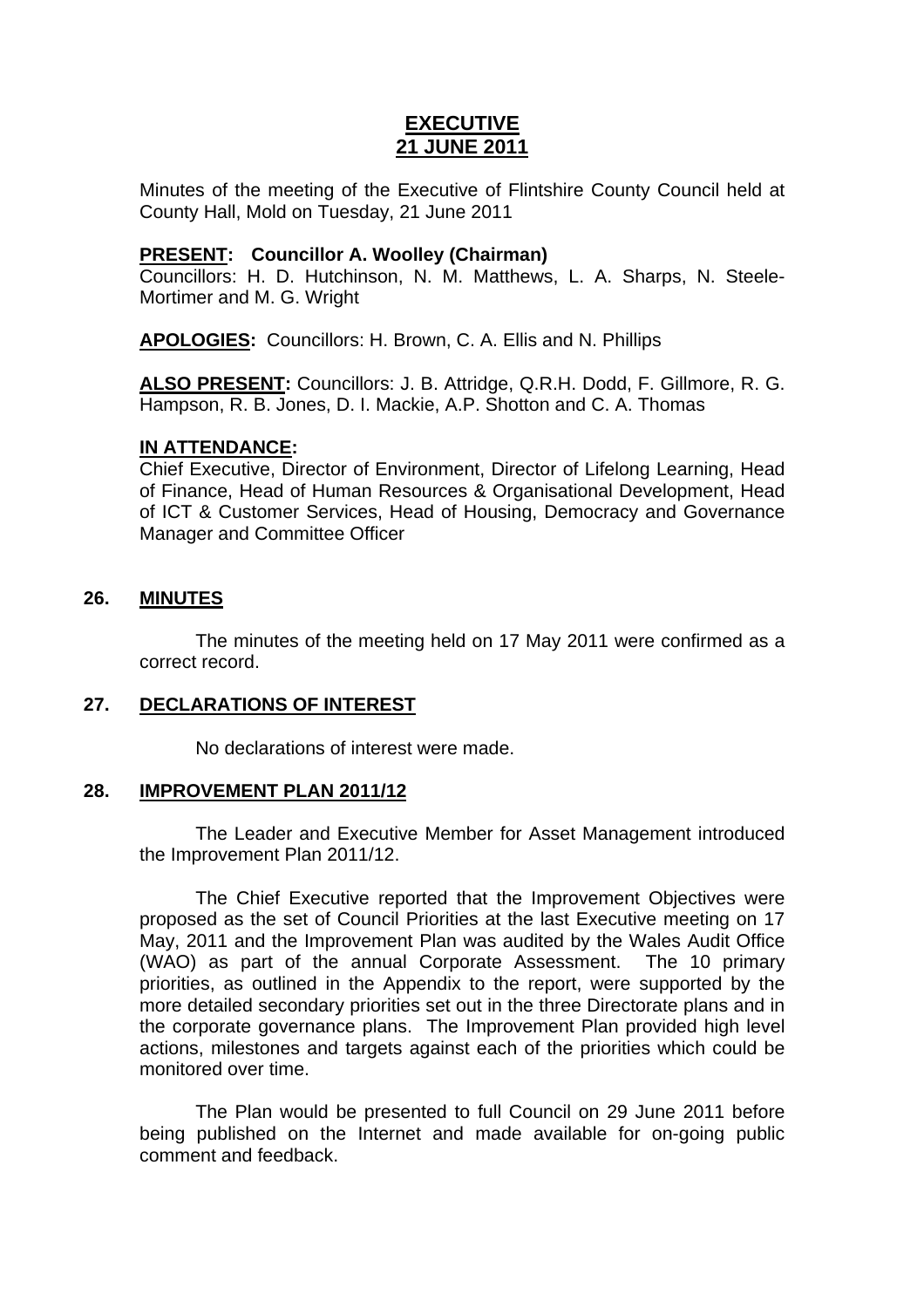# EXECUTIVE
# 21 JUNE 2011

Minutes of the meeting of the Executive of Flintshire County Council held at County Hall, Mold on Tuesday, 21 June 2011

**PRESENT: Councillor A. Woolley (Chairman)**
Councillors: H. D. Hutchinson, N. M. Matthews, L. A. Sharps, N. Steele-Mortimer and M. G. Wright

**APOLOGIES:** Councillors: H. Brown, C. A. Ellis and N. Phillips

**ALSO PRESENT:** Councillors: J. B. Attridge, Q.R.H. Dodd, F. Gillmore, R. G. Hampson, R. B. Jones, D. I. Mackie, A.P. Shotton and C. A. Thomas

**IN ATTENDANCE:**
Chief Executive, Director of Environment, Director of Lifelong Learning, Head of Finance, Head of Human Resources & Organisational Development, Head of ICT & Customer Services, Head of Housing, Democracy and Governance Manager and Committee Officer

## 26. MINUTES

The minutes of the meeting held on 17 May 2011 were confirmed as a correct record.

## 27. DECLARATIONS OF INTEREST

No declarations of interest were made.

## 28. IMPROVEMENT PLAN 2011/12

The Leader and Executive Member for Asset Management introduced the Improvement Plan 2011/12.

The Chief Executive reported that the Improvement Objectives were proposed as the set of Council Priorities at the last Executive meeting on 17 May, 2011 and the Improvement Plan was audited by the Wales Audit Office (WAO) as part of the annual Corporate Assessment. The 10 primary priorities, as outlined in the Appendix to the report, were supported by the more detailed secondary priorities set out in the three Directorate plans and in the corporate governance plans. The Improvement Plan provided high level actions, milestones and targets against each of the priorities which could be monitored over time.

The Plan would be presented to full Council on 29 June 2011 before being published on the Internet and made available for on-going public comment and feedback.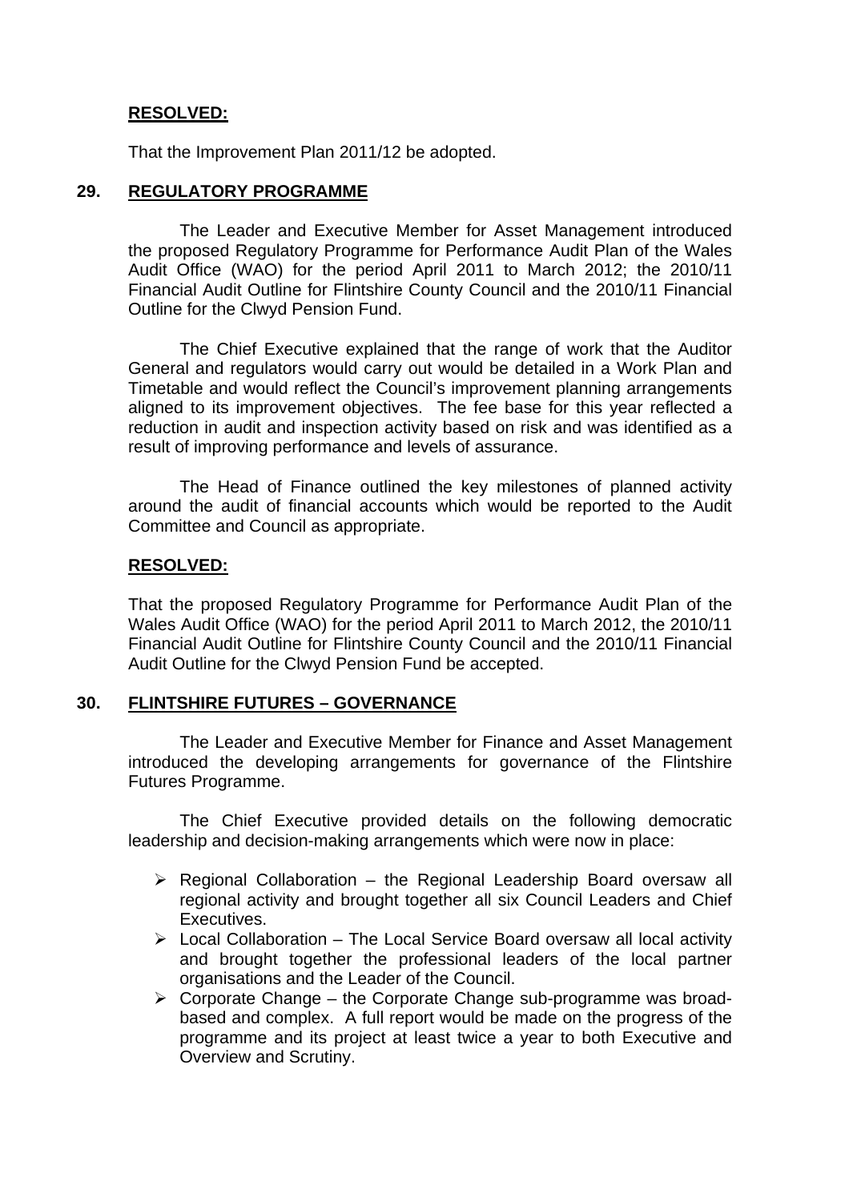**RESOLVED:**

That the Improvement Plan 2011/12 be adopted.

## 29. REGULATORY PROGRAMME

The Leader and Executive Member for Asset Management introduced the proposed Regulatory Programme for Performance Audit Plan of the Wales Audit Office (WAO) for the period April 2011 to March 2012; the 2010/11 Financial Audit Outline for Flintshire County Council and the 2010/11 Financial Outline for the Clwyd Pension Fund.

The Chief Executive explained that the range of work that the Auditor General and regulators would carry out would be detailed in a Work Plan and Timetable and would reflect the Council's improvement planning arrangements aligned to its improvement objectives. The fee base for this year reflected a reduction in audit and inspection activity based on risk and was identified as a result of improving performance and levels of assurance.

The Head of Finance outlined the key milestones of planned activity around the audit of financial accounts which would be reported to the Audit Committee and Council as appropriate.

**RESOLVED:**

That the proposed Regulatory Programme for Performance Audit Plan of the Wales Audit Office (WAO) for the period April 2011 to March 2012, the 2010/11 Financial Audit Outline for Flintshire County Council and the 2010/11 Financial Audit Outline for the Clwyd Pension Fund be accepted.

## 30. FLINTSHIRE FUTURES – GOVERNANCE

The Leader and Executive Member for Finance and Asset Management introduced the developing arrangements for governance of the Flintshire Futures Programme.

The Chief Executive provided details on the following democratic leadership and decision-making arrangements which were now in place:

- Regional Collaboration – the Regional Leadership Board oversaw all regional activity and brought together all six Council Leaders and Chief Executives.
- Local Collaboration – The Local Service Board oversaw all local activity and brought together the professional leaders of the local partner organisations and the Leader of the Council.
- Corporate Change – the Corporate Change sub-programme was broad-based and complex. A full report would be made on the progress of the programme and its project at least twice a year to both Executive and Overview and Scrutiny.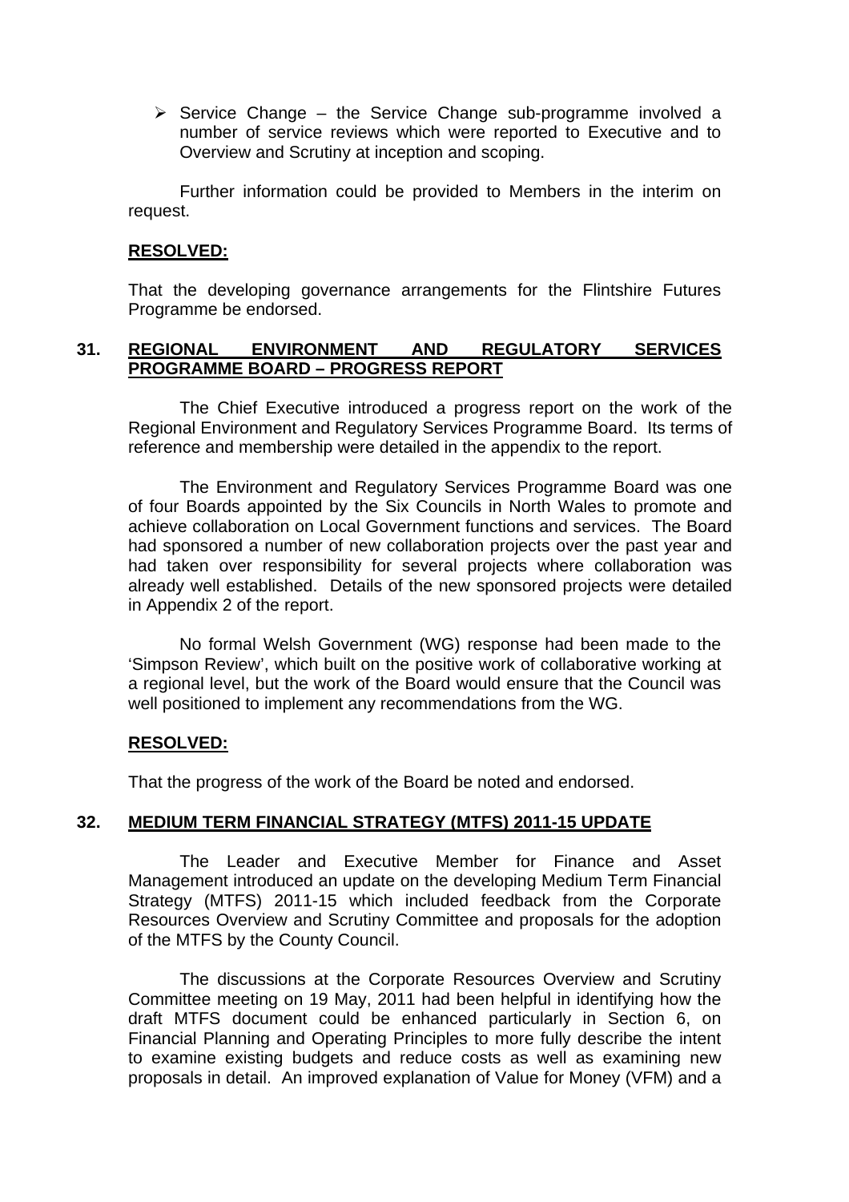- Service Change – the Service Change sub-programme involved a number of service reviews which were reported to Executive and to Overview and Scrutiny at inception and scoping.

Further information could be provided to Members in the interim on request.

**RESOLVED:**

That the developing governance arrangements for the Flintshire Futures Programme be endorsed.

## 31. REGIONAL ENVIRONMENT AND REGULATORY SERVICES PROGRAMME BOARD – PROGRESS REPORT

The Chief Executive introduced a progress report on the work of the Regional Environment and Regulatory Services Programme Board. Its terms of reference and membership were detailed in the appendix to the report.

The Environment and Regulatory Services Programme Board was one of four Boards appointed by the Six Councils in North Wales to promote and achieve collaboration on Local Government functions and services. The Board had sponsored a number of new collaboration projects over the past year and had taken over responsibility for several projects where collaboration was already well established. Details of the new sponsored projects were detailed in Appendix 2 of the report.

No formal Welsh Government (WG) response had been made to the 'Simpson Review', which built on the positive work of collaborative working at a regional level, but the work of the Board would ensure that the Council was well positioned to implement any recommendations from the WG.

**RESOLVED:**

That the progress of the work of the Board be noted and endorsed.

## 32. MEDIUM TERM FINANCIAL STRATEGY (MTFS) 2011-15 UPDATE

The Leader and Executive Member for Finance and Asset Management introduced an update on the developing Medium Term Financial Strategy (MTFS) 2011-15 which included feedback from the Corporate Resources Overview and Scrutiny Committee and proposals for the adoption of the MTFS by the County Council.

The discussions at the Corporate Resources Overview and Scrutiny Committee meeting on 19 May, 2011 had been helpful in identifying how the draft MTFS document could be enhanced particularly in Section 6, on Financial Planning and Operating Principles to more fully describe the intent to examine existing budgets and reduce costs as well as examining new proposals in detail. An improved explanation of Value for Money (VFM) and a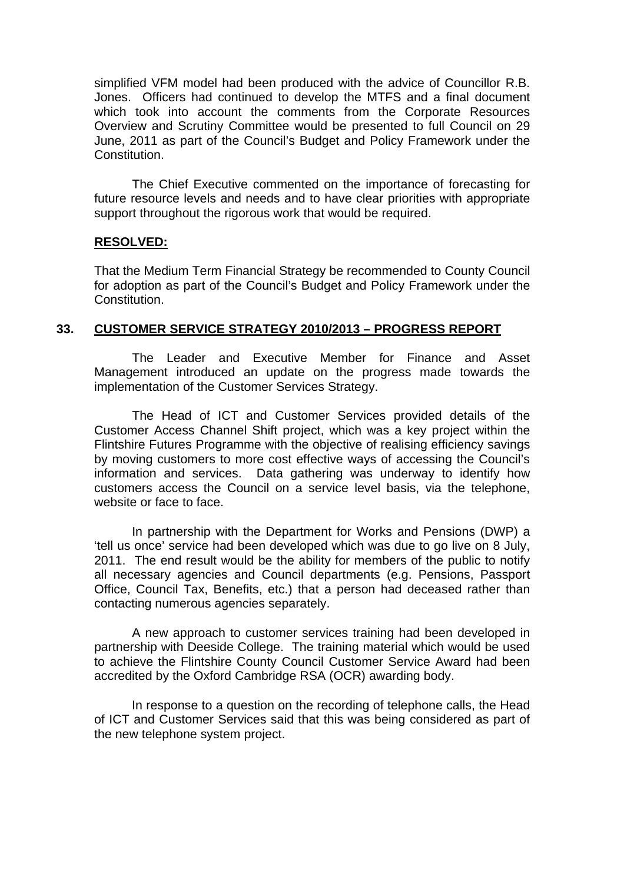simplified VFM model had been produced with the advice of Councillor R.B. Jones. Officers had continued to develop the MTFS and a final document which took into account the comments from the Corporate Resources Overview and Scrutiny Committee would be presented to full Council on 29 June, 2011 as part of the Council's Budget and Policy Framework under the Constitution.

The Chief Executive commented on the importance of forecasting for future resource levels and needs and to have clear priorities with appropriate support throughout the rigorous work that would be required.

**RESOLVED:**

That the Medium Term Financial Strategy be recommended to County Council for adoption as part of the Council's Budget and Policy Framework under the Constitution.

## 33. CUSTOMER SERVICE STRATEGY 2010/2013 – PROGRESS REPORT

The Leader and Executive Member for Finance and Asset Management introduced an update on the progress made towards the implementation of the Customer Services Strategy.

The Head of ICT and Customer Services provided details of the Customer Access Channel Shift project, which was a key project within the Flintshire Futures Programme with the objective of realising efficiency savings by moving customers to more cost effective ways of accessing the Council's information and services. Data gathering was underway to identify how customers access the Council on a service level basis, via the telephone, website or face to face.

In partnership with the Department for Works and Pensions (DWP) a 'tell us once' service had been developed which was due to go live on 8 July, 2011. The end result would be the ability for members of the public to notify all necessary agencies and Council departments (e.g. Pensions, Passport Office, Council Tax, Benefits, etc.) that a person had deceased rather than contacting numerous agencies separately.

A new approach to customer services training had been developed in partnership with Deeside College. The training material which would be used to achieve the Flintshire County Council Customer Service Award had been accredited by the Oxford Cambridge RSA (OCR) awarding body.

In response to a question on the recording of telephone calls, the Head of ICT and Customer Services said that this was being considered as part of the new telephone system project.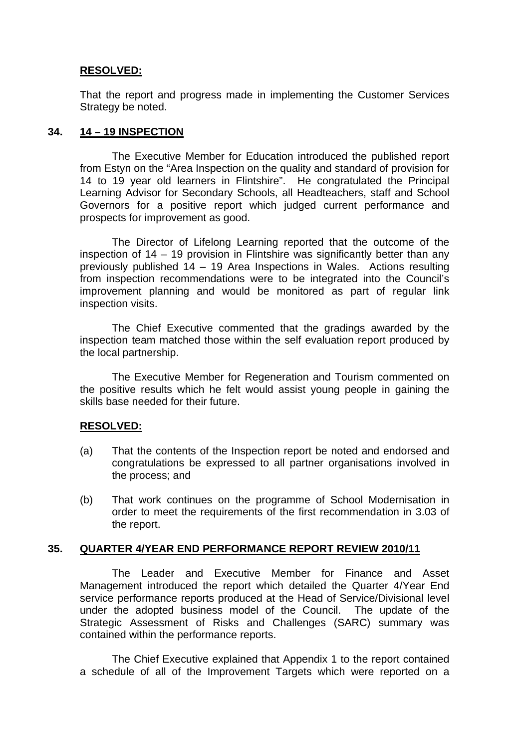**RESOLVED:**

That the report and progress made in implementing the Customer Services Strategy be noted.

## 34. 14 – 19 INSPECTION

The Executive Member for Education introduced the published report from Estyn on the "Area Inspection on the quality and standard of provision for 14 to 19 year old learners in Flintshire". He congratulated the Principal Learning Advisor for Secondary Schools, all Headteachers, staff and School Governors for a positive report which judged current performance and prospects for improvement as good.

The Director of Lifelong Learning reported that the outcome of the inspection of 14 – 19 provision in Flintshire was significantly better than any previously published 14 – 19 Area Inspections in Wales. Actions resulting from inspection recommendations were to be integrated into the Council's improvement planning and would be monitored as part of regular link inspection visits.

The Chief Executive commented that the gradings awarded by the inspection team matched those within the self evaluation report produced by the local partnership.

The Executive Member for Regeneration and Tourism commented on the positive results which he felt would assist young people in gaining the skills base needed for their future.

**RESOLVED:**

(a) That the contents of the Inspection report be noted and endorsed and congratulations be expressed to all partner organisations involved in the process; and

(b) That work continues on the programme of School Modernisation in order to meet the requirements of the first recommendation in 3.03 of the report.

## 35. QUARTER 4/YEAR END PERFORMANCE REPORT REVIEW 2010/11

The Leader and Executive Member for Finance and Asset Management introduced the report which detailed the Quarter 4/Year End service performance reports produced at the Head of Service/Divisional level under the adopted business model of the Council. The update of the Strategic Assessment of Risks and Challenges (SARC) summary was contained within the performance reports.

The Chief Executive explained that Appendix 1 to the report contained a schedule of all of the Improvement Targets which were reported on a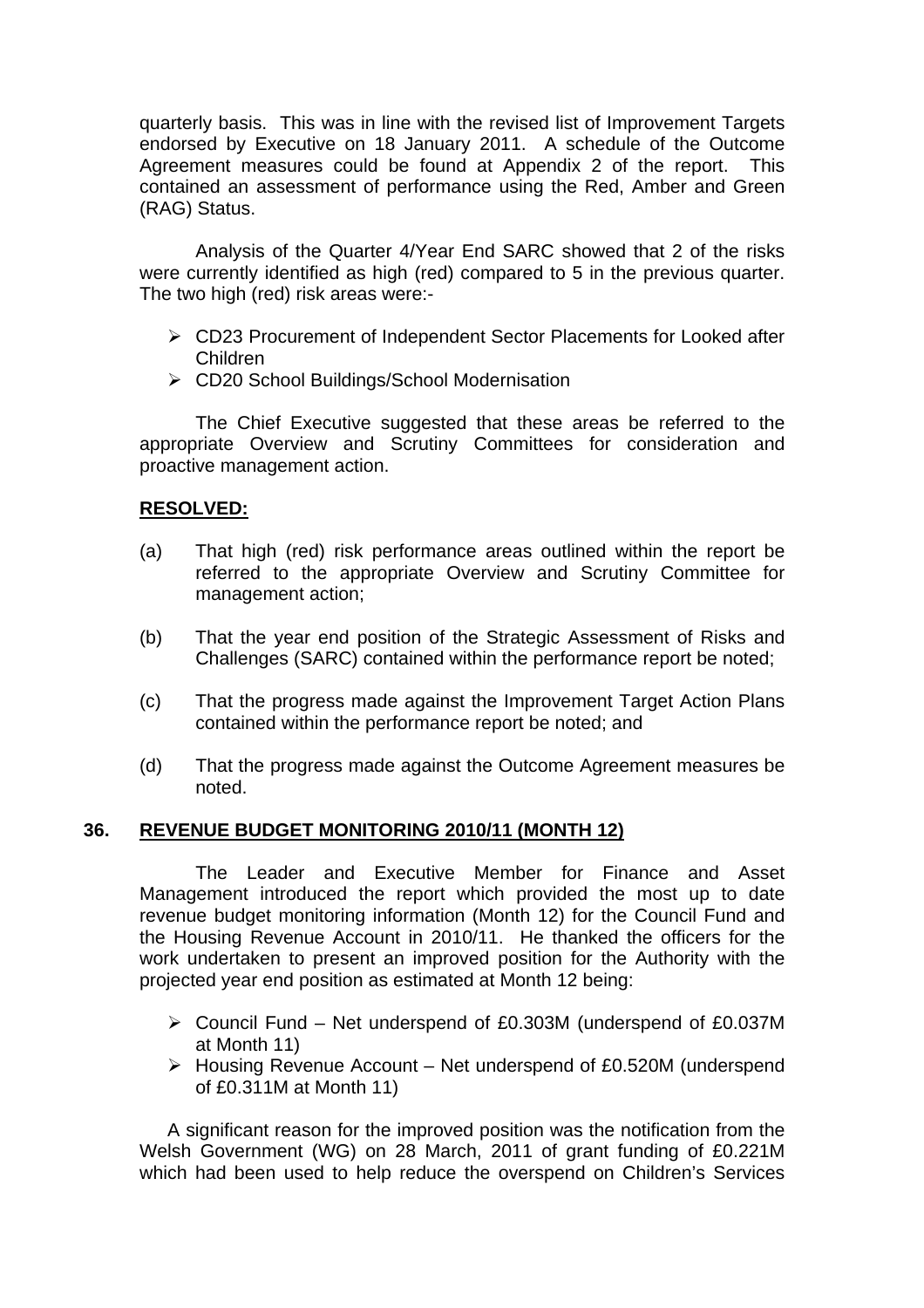quarterly basis. This was in line with the revised list of Improvement Targets endorsed by Executive on 18 January 2011. A schedule of the Outcome Agreement measures could be found at Appendix 2 of the report. This contained an assessment of performance using the Red, Amber and Green (RAG) Status.

Analysis of the Quarter 4/Year End SARC showed that 2 of the risks were currently identified as high (red) compared to 5 in the previous quarter. The two high (red) risk areas were:-

- CD23 Procurement of Independent Sector Placements for Looked after Children
- CD20 School Buildings/School Modernisation

The Chief Executive suggested that these areas be referred to the appropriate Overview and Scrutiny Committees for consideration and proactive management action.

**RESOLVED:**

(a) That high (red) risk performance areas outlined within the report be referred to the appropriate Overview and Scrutiny Committee for management action;

(b) That the year end position of the Strategic Assessment of Risks and Challenges (SARC) contained within the performance report be noted;

(c) That the progress made against the Improvement Target Action Plans contained within the performance report be noted; and

(d) That the progress made against the Outcome Agreement measures be noted.

## 36. REVENUE BUDGET MONITORING 2010/11 (MONTH 12)

The Leader and Executive Member for Finance and Asset Management introduced the report which provided the most up to date revenue budget monitoring information (Month 12) for the Council Fund and the Housing Revenue Account in 2010/11. He thanked the officers for the work undertaken to present an improved position for the Authority with the projected year end position as estimated at Month 12 being:

- Council Fund – Net underspend of £0.303M (underspend of £0.037M at Month 11)
- Housing Revenue Account – Net underspend of £0.520M (underspend of £0.311M at Month 11)

A significant reason for the improved position was the notification from the Welsh Government (WG) on 28 March, 2011 of grant funding of £0.221M which had been used to help reduce the overspend on Children's Services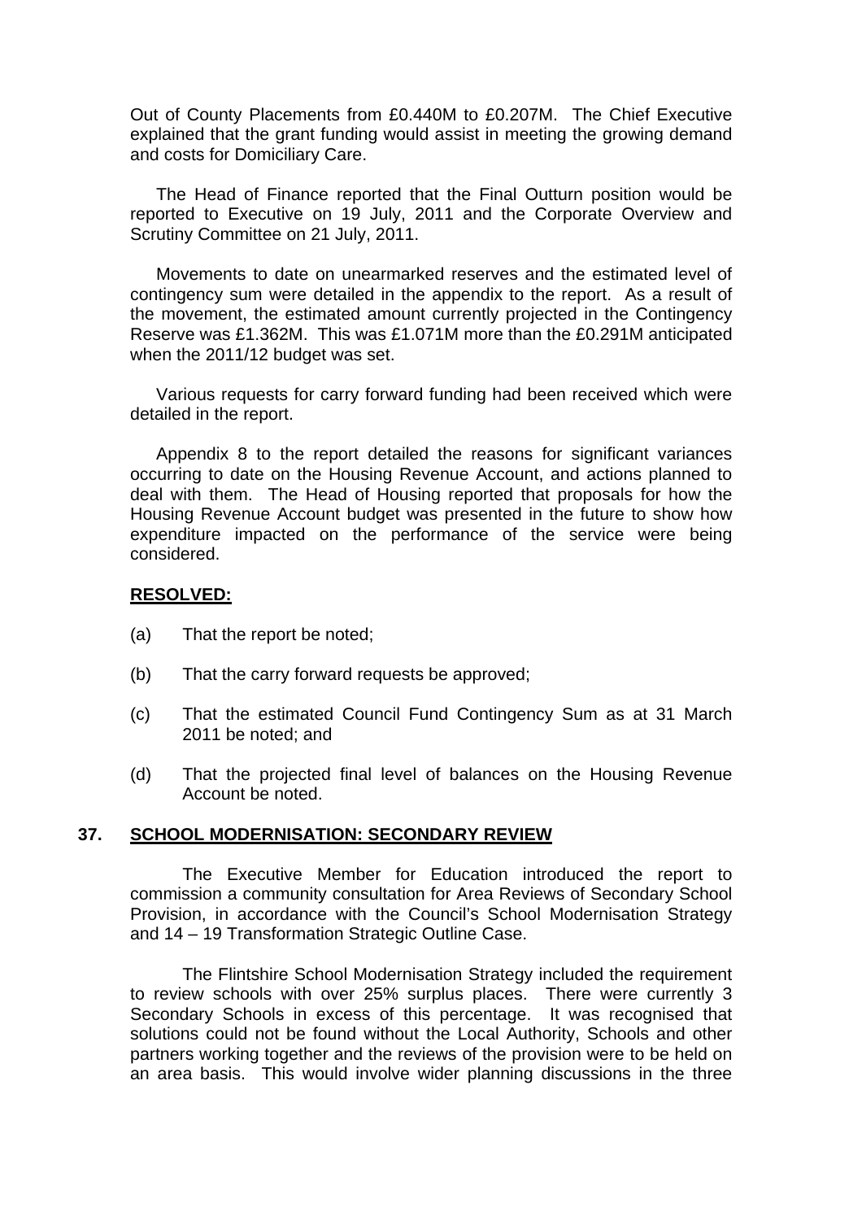Out of County Placements from £0.440M to £0.207M. The Chief Executive explained that the grant funding would assist in meeting the growing demand and costs for Domiciliary Care.

The Head of Finance reported that the Final Outturn position would be reported to Executive on 19 July, 2011 and the Corporate Overview and Scrutiny Committee on 21 July, 2011.

Movements to date on unearmarked reserves and the estimated level of contingency sum were detailed in the appendix to the report. As a result of the movement, the estimated amount currently projected in the Contingency Reserve was £1.362M. This was £1.071M more than the £0.291M anticipated when the 2011/12 budget was set.

Various requests for carry forward funding had been received which were detailed in the report.

Appendix 8 to the report detailed the reasons for significant variances occurring to date on the Housing Revenue Account, and actions planned to deal with them. The Head of Housing reported that proposals for how the Housing Revenue Account budget was presented in the future to show how expenditure impacted on the performance of the service were being considered.

**RESOLVED:**

(a) That the report be noted;

(b) That the carry forward requests be approved;

(c) That the estimated Council Fund Contingency Sum as at 31 March 2011 be noted; and

(d) That the projected final level of balances on the Housing Revenue Account be noted.

## 37. SCHOOL MODERNISATION: SECONDARY REVIEW

The Executive Member for Education introduced the report to commission a community consultation for Area Reviews of Secondary School Provision, in accordance with the Council's School Modernisation Strategy and 14 – 19 Transformation Strategic Outline Case.

The Flintshire School Modernisation Strategy included the requirement to review schools with over 25% surplus places. There were currently 3 Secondary Schools in excess of this percentage. It was recognised that solutions could not be found without the Local Authority, Schools and other partners working together and the reviews of the provision were to be held on an area basis. This would involve wider planning discussions in the three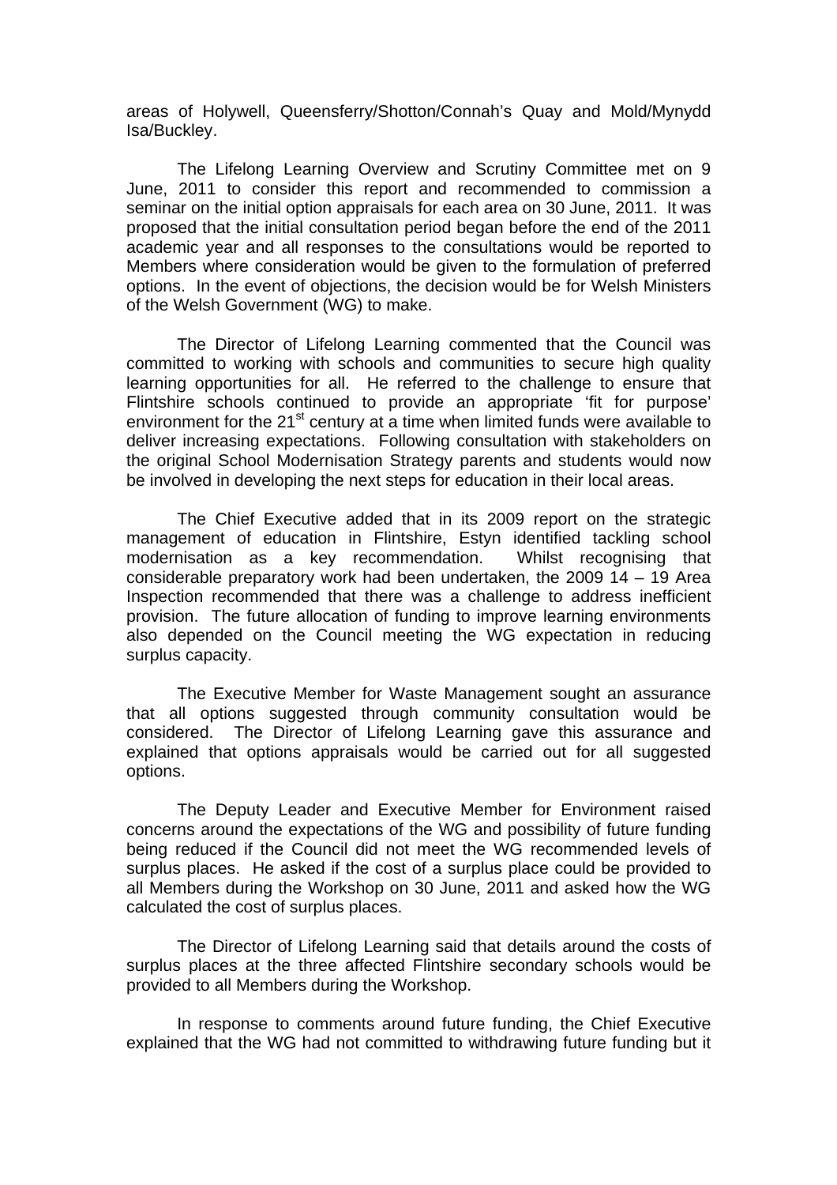areas of Holywell, Queensferry/Shotton/Connah's Quay and Mold/Mynydd Isa/Buckley.

The Lifelong Learning Overview and Scrutiny Committee met on 9 June, 2011 to consider this report and recommended to commission a seminar on the initial option appraisals for each area on 30 June, 2011. It was proposed that the initial consultation period began before the end of the 2011 academic year and all responses to the consultations would be reported to Members where consideration would be given to the formulation of preferred options. In the event of objections, the decision would be for Welsh Ministers of the Welsh Government (WG) to make.

The Director of Lifelong Learning commented that the Council was committed to working with schools and communities to secure high quality learning opportunities for all. He referred to the challenge to ensure that Flintshire schools continued to provide an appropriate 'fit for purpose' environment for the 21st century at a time when limited funds were available to deliver increasing expectations. Following consultation with stakeholders on the original School Modernisation Strategy parents and students would now be involved in developing the next steps for education in their local areas.

The Chief Executive added that in its 2009 report on the strategic management of education in Flintshire, Estyn identified tackling school modernisation as a key recommendation. Whilst recognising that considerable preparatory work had been undertaken, the 2009 14 – 19 Area Inspection recommended that there was a challenge to address inefficient provision. The future allocation of funding to improve learning environments also depended on the Council meeting the WG expectation in reducing surplus capacity.

The Executive Member for Waste Management sought an assurance that all options suggested through community consultation would be considered. The Director of Lifelong Learning gave this assurance and explained that options appraisals would be carried out for all suggested options.

The Deputy Leader and Executive Member for Environment raised concerns around the expectations of the WG and possibility of future funding being reduced if the Council did not meet the WG recommended levels of surplus places. He asked if the cost of a surplus place could be provided to all Members during the Workshop on 30 June, 2011 and asked how the WG calculated the cost of surplus places.

The Director of Lifelong Learning said that details around the costs of surplus places at the three affected Flintshire secondary schools would be provided to all Members during the Workshop.

In response to comments around future funding, the Chief Executive explained that the WG had not committed to withdrawing future funding but it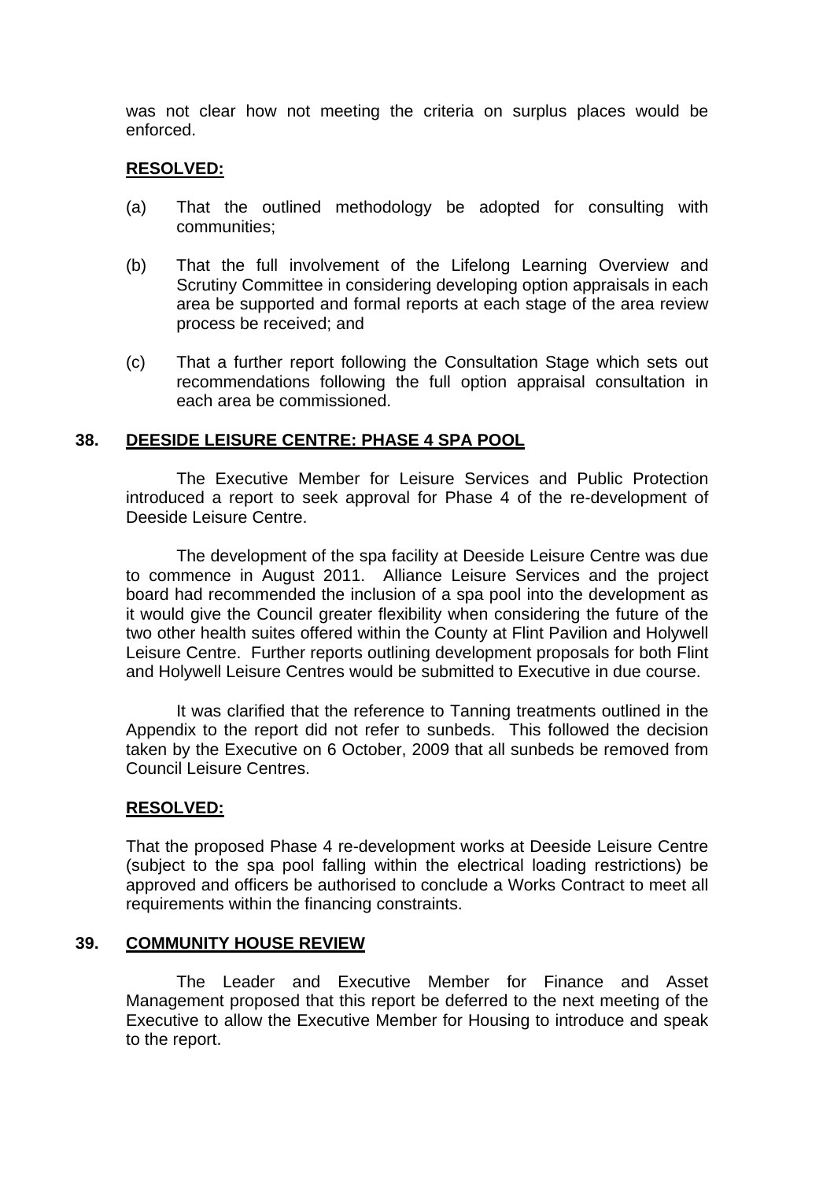was not clear how not meeting the criteria on surplus places would be enforced.

**RESOLVED:**

(a) That the outlined methodology be adopted for consulting with communities;

(b) That the full involvement of the Lifelong Learning Overview and Scrutiny Committee in considering developing option appraisals in each area be supported and formal reports at each stage of the area review process be received; and

(c) That a further report following the Consultation Stage which sets out recommendations following the full option appraisal consultation in each area be commissioned.

## 38. DEESIDE LEISURE CENTRE: PHASE 4 SPA POOL

The Executive Member for Leisure Services and Public Protection introduced a report to seek approval for Phase 4 of the re-development of Deeside Leisure Centre.

The development of the spa facility at Deeside Leisure Centre was due to commence in August 2011. Alliance Leisure Services and the project board had recommended the inclusion of a spa pool into the development as it would give the Council greater flexibility when considering the future of the two other health suites offered within the County at Flint Pavilion and Holywell Leisure Centre. Further reports outlining development proposals for both Flint and Holywell Leisure Centres would be submitted to Executive in due course.

It was clarified that the reference to Tanning treatments outlined in the Appendix to the report did not refer to sunbeds. This followed the decision taken by the Executive on 6 October, 2009 that all sunbeds be removed from Council Leisure Centres.

**RESOLVED:**

That the proposed Phase 4 re-development works at Deeside Leisure Centre (subject to the spa pool falling within the electrical loading restrictions) be approved and officers be authorised to conclude a Works Contract to meet all requirements within the financing constraints.

## 39. COMMUNITY HOUSE REVIEW

The Leader and Executive Member for Finance and Asset Management proposed that this report be deferred to the next meeting of the Executive to allow the Executive Member for Housing to introduce and speak to the report.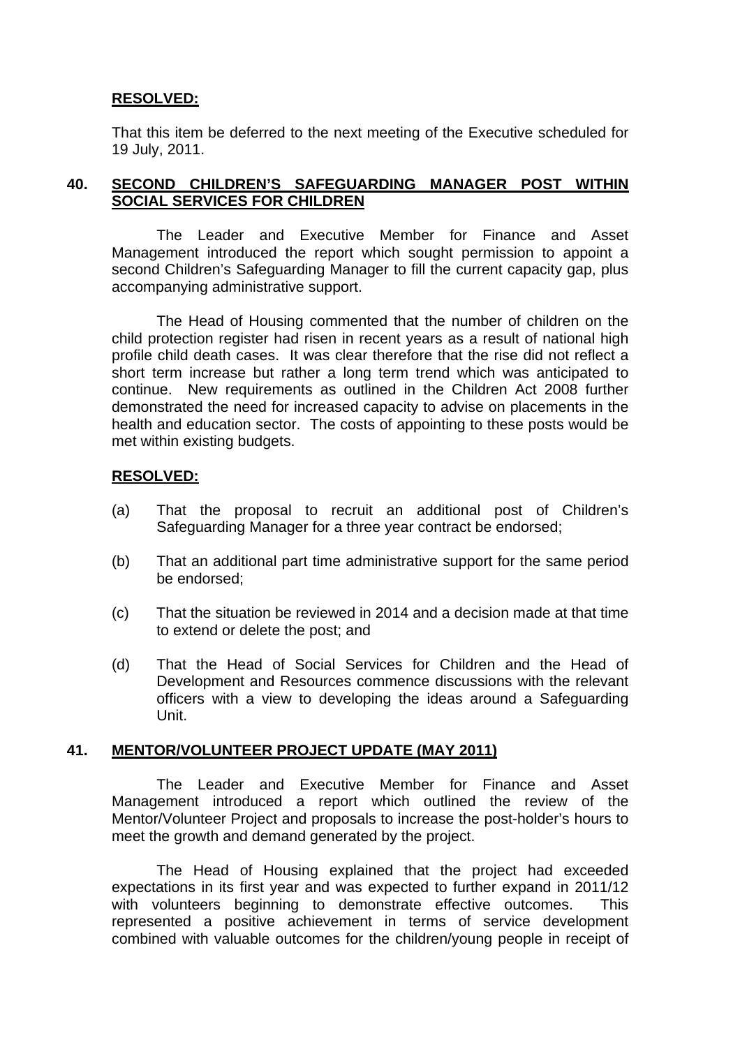**RESOLVED:**

That this item be deferred to the next meeting of the Executive scheduled for 19 July, 2011.

**40. SECOND CHILDREN'S SAFEGUARDING MANAGER POST WITHIN SOCIAL SERVICES FOR CHILDREN**

The Leader and Executive Member for Finance and Asset Management introduced the report which sought permission to appoint a second Children's Safeguarding Manager to fill the current capacity gap, plus accompanying administrative support.

The Head of Housing commented that the number of children on the child protection register had risen in recent years as a result of national high profile child death cases. It was clear therefore that the rise did not reflect a short term increase but rather a long term trend which was anticipated to continue. New requirements as outlined in the Children Act 2008 further demonstrated the need for increased capacity to advise on placements in the health and education sector. The costs of appointing to these posts would be met within existing budgets.

**RESOLVED:**

(a) That the proposal to recruit an additional post of Children's Safeguarding Manager for a three year contract be endorsed;

(b) That an additional part time administrative support for the same period be endorsed;

(c) That the situation be reviewed in 2014 and a decision made at that time to extend or delete the post; and

(d) That the Head of Social Services for Children and the Head of Development and Resources commence discussions with the relevant officers with a view to developing the ideas around a Safeguarding Unit.

**41. MENTOR/VOLUNTEER PROJECT UPDATE (MAY 2011)**

The Leader and Executive Member for Finance and Asset Management introduced a report which outlined the review of the Mentor/Volunteer Project and proposals to increase the post-holder's hours to meet the growth and demand generated by the project.

The Head of Housing explained that the project had exceeded expectations in its first year and was expected to further expand in 2011/12 with volunteers beginning to demonstrate effective outcomes. This represented a positive achievement in terms of service development combined with valuable outcomes for the children/young people in receipt of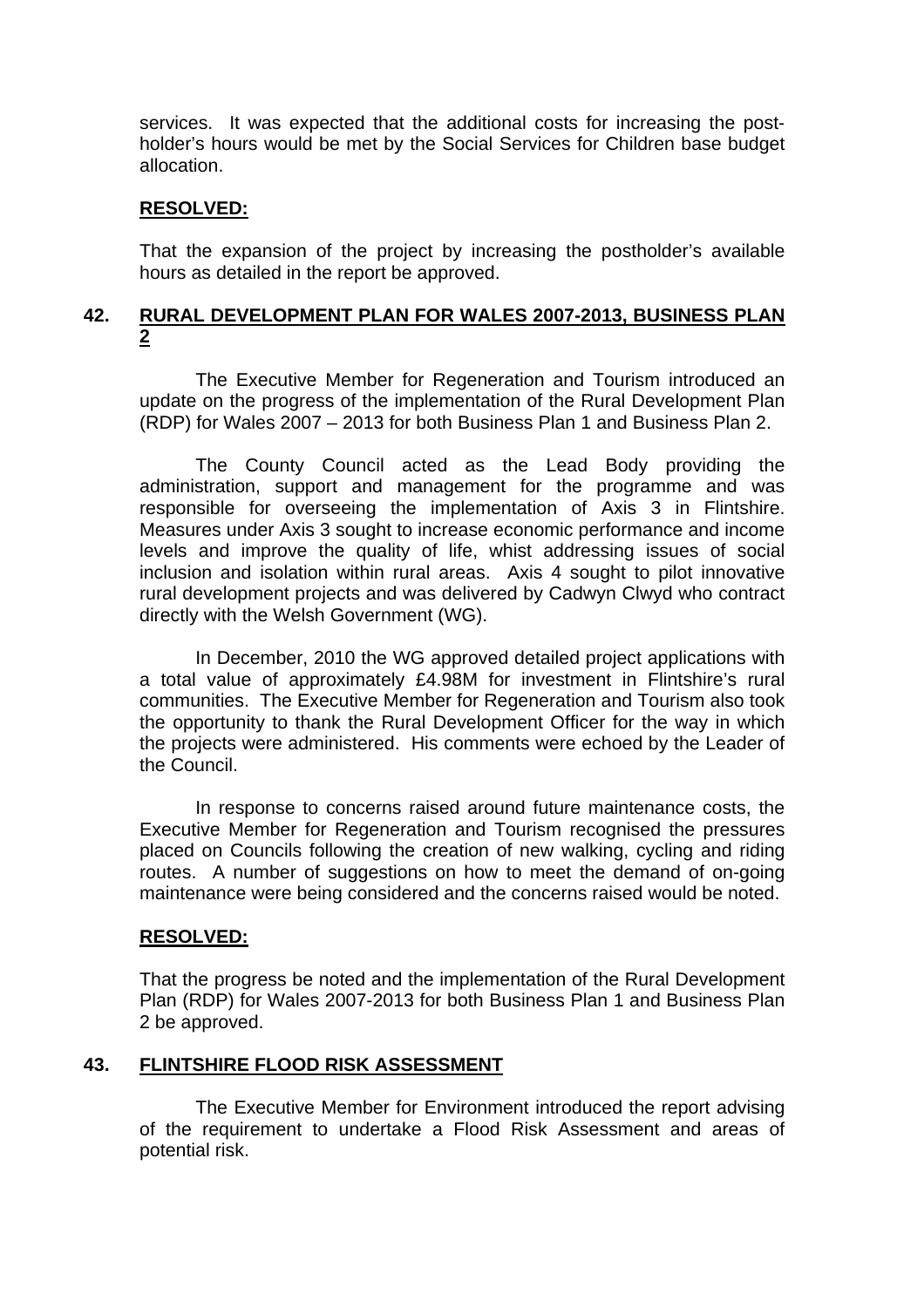services. It was expected that the additional costs for increasing the post-holder's hours would be met by the Social Services for Children base budget allocation.

**RESOLVED:**

That the expansion of the project by increasing the postholder's available hours as detailed in the report be approved.

## 42. RURAL DEVELOPMENT PLAN FOR WALES 2007-2013, BUSINESS PLAN 2

The Executive Member for Regeneration and Tourism introduced an update on the progress of the implementation of the Rural Development Plan (RDP) for Wales 2007 – 2013 for both Business Plan 1 and Business Plan 2.

The County Council acted as the Lead Body providing the administration, support and management for the programme and was responsible for overseeing the implementation of Axis 3 in Flintshire. Measures under Axis 3 sought to increase economic performance and income levels and improve the quality of life, whist addressing issues of social inclusion and isolation within rural areas. Axis 4 sought to pilot innovative rural development projects and was delivered by Cadwyn Clwyd who contract directly with the Welsh Government (WG).

In December, 2010 the WG approved detailed project applications with a total value of approximately £4.98M for investment in Flintshire's rural communities. The Executive Member for Regeneration and Tourism also took the opportunity to thank the Rural Development Officer for the way in which the projects were administered. His comments were echoed by the Leader of the Council.

In response to concerns raised around future maintenance costs, the Executive Member for Regeneration and Tourism recognised the pressures placed on Councils following the creation of new walking, cycling and riding routes. A number of suggestions on how to meet the demand of on-going maintenance were being considered and the concerns raised would be noted.

**RESOLVED:**

That the progress be noted and the implementation of the Rural Development Plan (RDP) for Wales 2007-2013 for both Business Plan 1 and Business Plan 2 be approved.

## 43. FLINTSHIRE FLOOD RISK ASSESSMENT

The Executive Member for Environment introduced the report advising of the requirement to undertake a Flood Risk Assessment and areas of potential risk.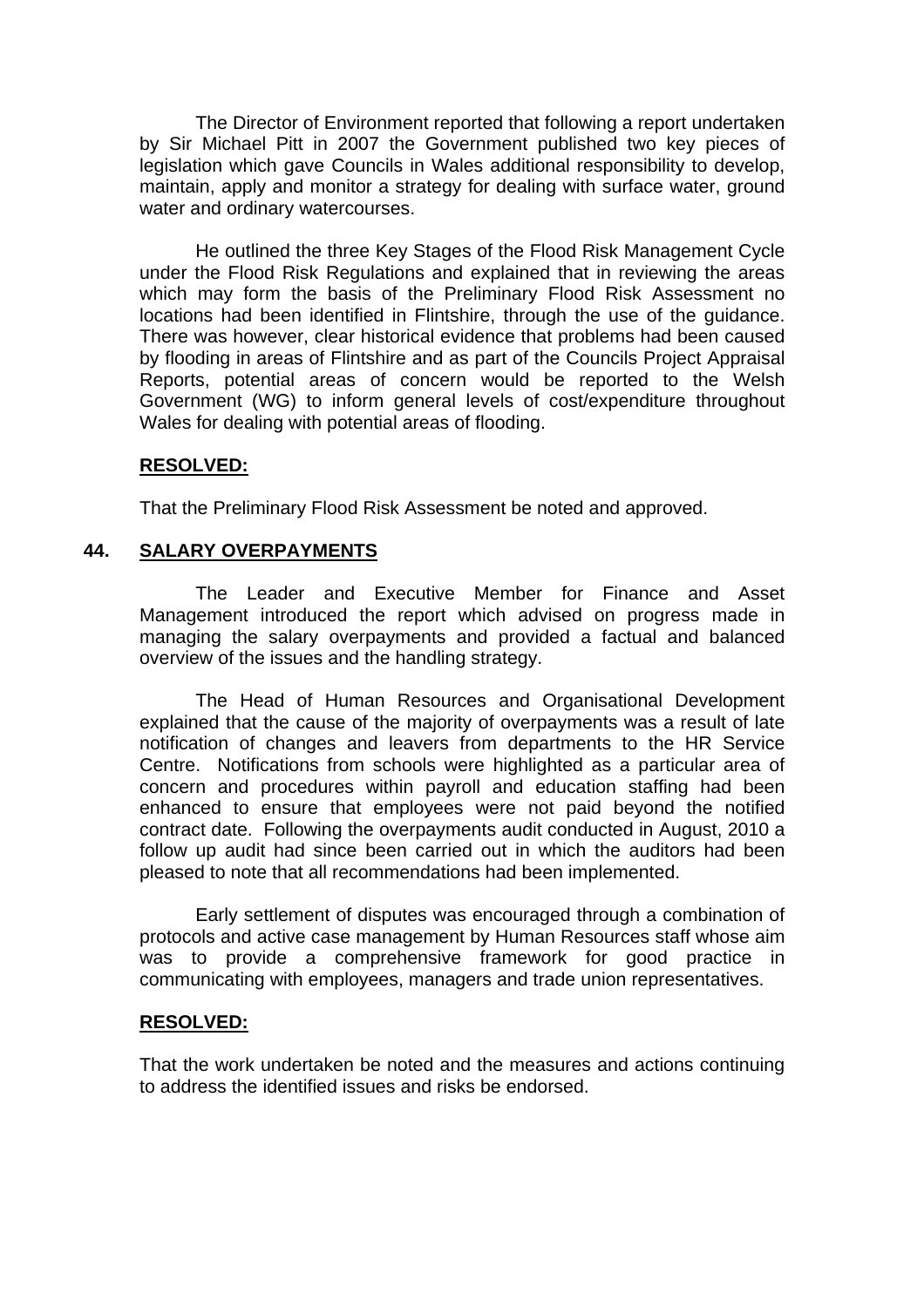The Director of Environment reported that following a report undertaken by Sir Michael Pitt in 2007 the Government published two key pieces of legislation which gave Councils in Wales additional responsibility to develop, maintain, apply and monitor a strategy for dealing with surface water, ground water and ordinary watercourses.

He outlined the three Key Stages of the Flood Risk Management Cycle under the Flood Risk Regulations and explained that in reviewing the areas which may form the basis of the Preliminary Flood Risk Assessment no locations had been identified in Flintshire, through the use of the guidance. There was however, clear historical evidence that problems had been caused by flooding in areas of Flintshire and as part of the Councils Project Appraisal Reports, potential areas of concern would be reported to the Welsh Government (WG) to inform general levels of cost/expenditure throughout Wales for dealing with potential areas of flooding.

**RESOLVED:**

That the Preliminary Flood Risk Assessment be noted and approved.

## 44. SALARY OVERPAYMENTS

The Leader and Executive Member for Finance and Asset Management introduced the report which advised on progress made in managing the salary overpayments and provided a factual and balanced overview of the issues and the handling strategy.

The Head of Human Resources and Organisational Development explained that the cause of the majority of overpayments was a result of late notification of changes and leavers from departments to the HR Service Centre. Notifications from schools were highlighted as a particular area of concern and procedures within payroll and education staffing had been enhanced to ensure that employees were not paid beyond the notified contract date. Following the overpayments audit conducted in August, 2010 a follow up audit had since been carried out in which the auditors had been pleased to note that all recommendations had been implemented.

Early settlement of disputes was encouraged through a combination of protocols and active case management by Human Resources staff whose aim was to provide a comprehensive framework for good practice in communicating with employees, managers and trade union representatives.

**RESOLVED:**

That the work undertaken be noted and the measures and actions continuing to address the identified issues and risks be endorsed.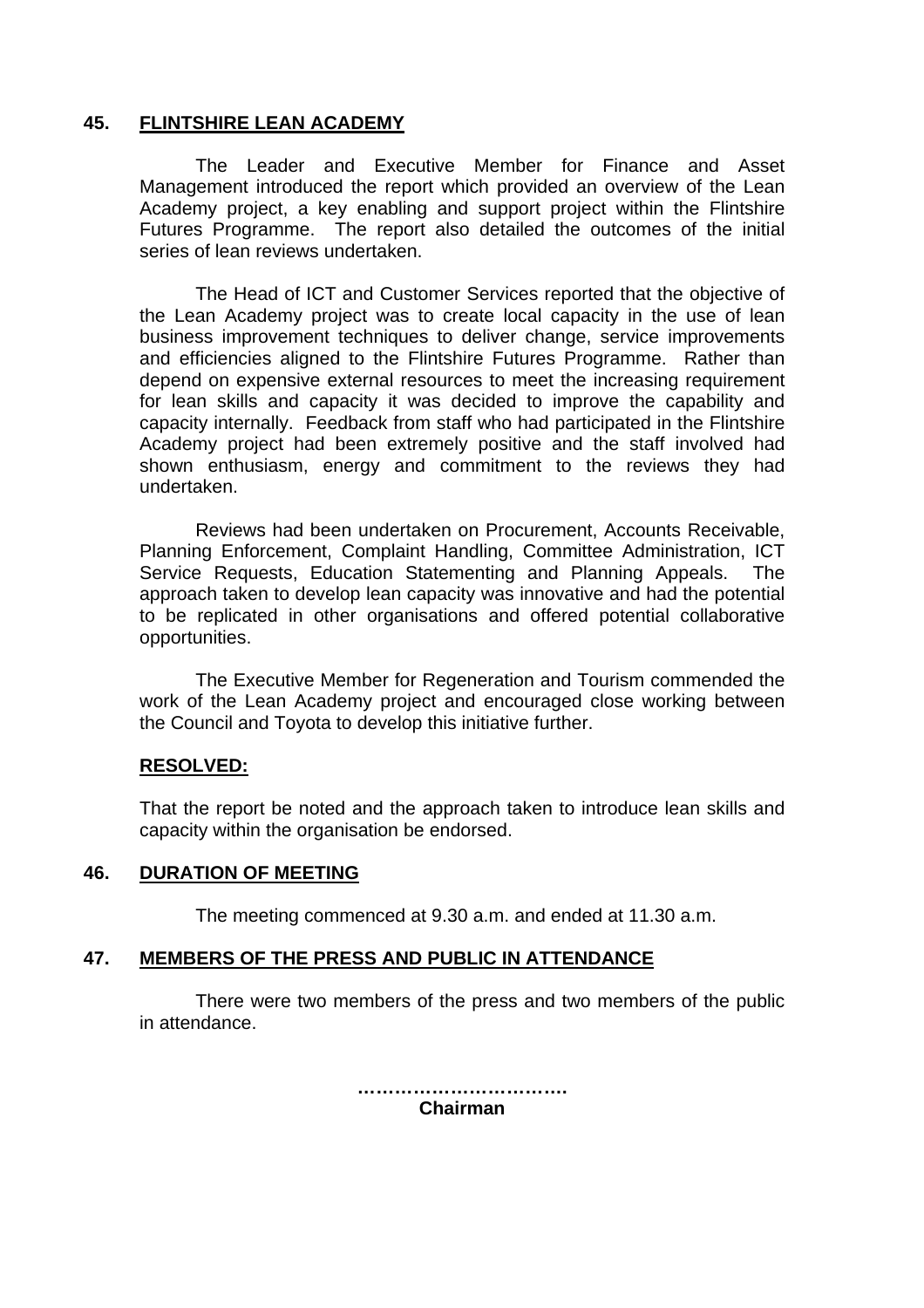## 45. FLINTSHIRE LEAN ACADEMY

The Leader and Executive Member for Finance and Asset Management introduced the report which provided an overview of the Lean Academy project, a key enabling and support project within the Flintshire Futures Programme. The report also detailed the outcomes of the initial series of lean reviews undertaken.

The Head of ICT and Customer Services reported that the objective of the Lean Academy project was to create local capacity in the use of lean business improvement techniques to deliver change, service improvements and efficiencies aligned to the Flintshire Futures Programme. Rather than depend on expensive external resources to meet the increasing requirement for lean skills and capacity it was decided to improve the capability and capacity internally. Feedback from staff who had participated in the Flintshire Academy project had been extremely positive and the staff involved had shown enthusiasm, energy and commitment to the reviews they had undertaken.

Reviews had been undertaken on Procurement, Accounts Receivable, Planning Enforcement, Complaint Handling, Committee Administration, ICT Service Requests, Education Statementing and Planning Appeals. The approach taken to develop lean capacity was innovative and had the potential to be replicated in other organisations and offered potential collaborative opportunities.

The Executive Member for Regeneration and Tourism commended the work of the Lean Academy project and encouraged close working between the Council and Toyota to develop this initiative further.

**RESOLVED:**

That the report be noted and the approach taken to introduce lean skills and capacity within the organisation be endorsed.

## 46. DURATION OF MEETING

The meeting commenced at 9.30 a.m. and ended at 11.30 a.m.

## 47. MEMBERS OF THE PRESS AND PUBLIC IN ATTENDANCE

There were two members of the press and two members of the public in attendance.

…………………………….
**Chairman**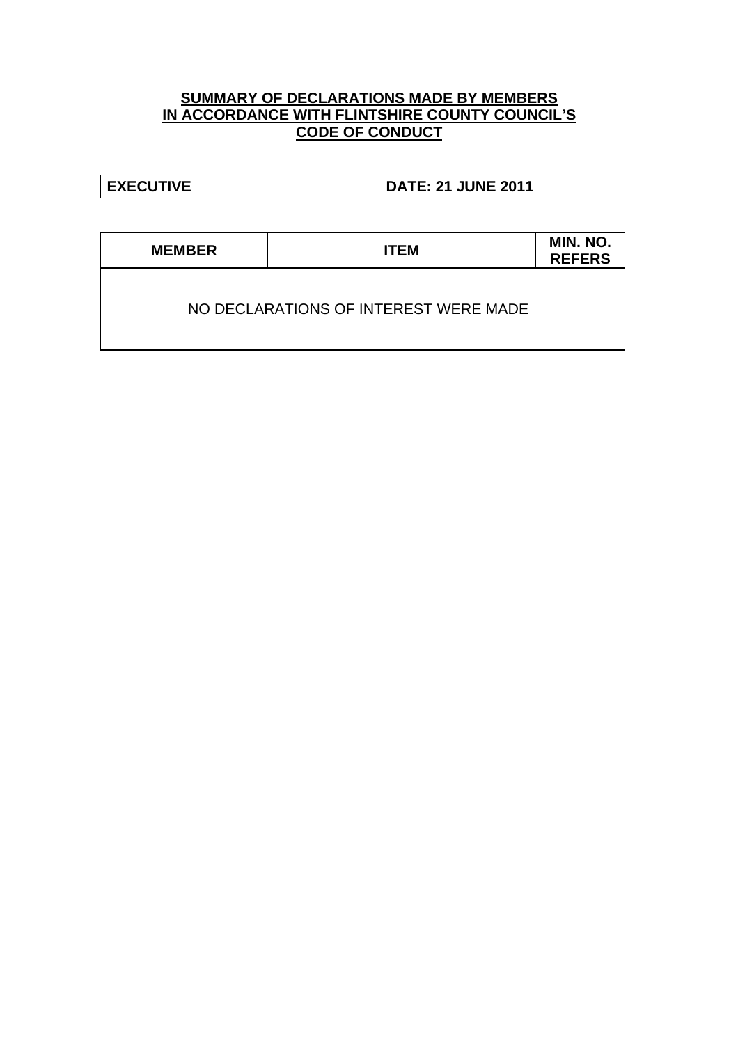# SUMMARY OF DECLARATIONS MADE BY MEMBERS IN ACCORDANCE WITH FLINTSHIRE COUNTY COUNCIL'S CODE OF CONDUCT

| EXECUTIVE | DATE: 21 JUNE 2011 |
|---|---|

| MEMBER | ITEM | MIN. NO. REFERS |
|---|---|---|
| NO DECLARATIONS OF INTEREST WERE MADE | | |